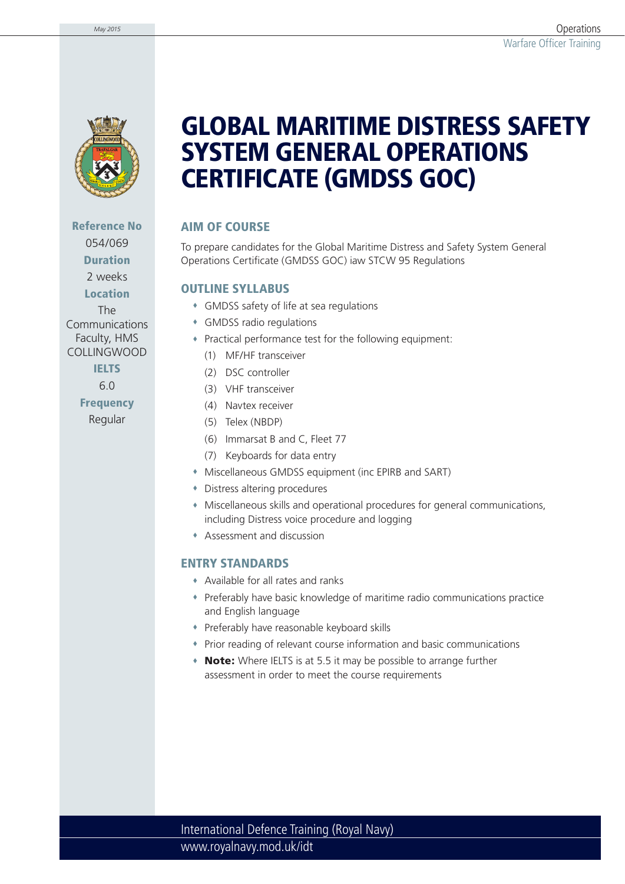# GLOBAL MARITIME DISTRESS SAFETY SYSTEM GENERAL OPERATIONS CERTIFICATE (GMDSS GOC)

**Reference No**
054/069

**Duration**
2 weeks

**Location**
The Communications Faculty, HMS COLLINGWOOD

**IELTS**
6.0

**Frequency**
Regular

## AIM OF COURSE

To prepare candidates for the Global Maritime Distress and Safety System General Operations Certificate (GMDSS GOC) iaw STCW 95 Regulations

## OUTLINE SYLLABUS

- GMDSS safety of life at sea regulations
- GMDSS radio regulations
- Practical performance test for the following equipment:
  - (1) MF/HF transceiver
  - (2) DSC controller
  - (3) VHF transceiver
  - (4) Navtex receiver
  - (5) Telex (NBDP)
  - (6) Immarsat B and C, Fleet 77
  - (7) Keyboards for data entry
- Miscellaneous GMDSS equipment (inc EPIRB and SART)
- Distress altering procedures
- Miscellaneous skills and operational procedures for general communications, including Distress voice procedure and logging
- Assessment and discussion

## ENTRY STANDARDS

- Available for all rates and ranks
- Preferably have basic knowledge of maritime radio communications practice and English language
- Preferably have reasonable keyboard skills
- Prior reading of relevant course information and basic communications
- **Note:** Where IELTS is at 5.5 it may be possible to arrange further assessment in order to meet the course requirements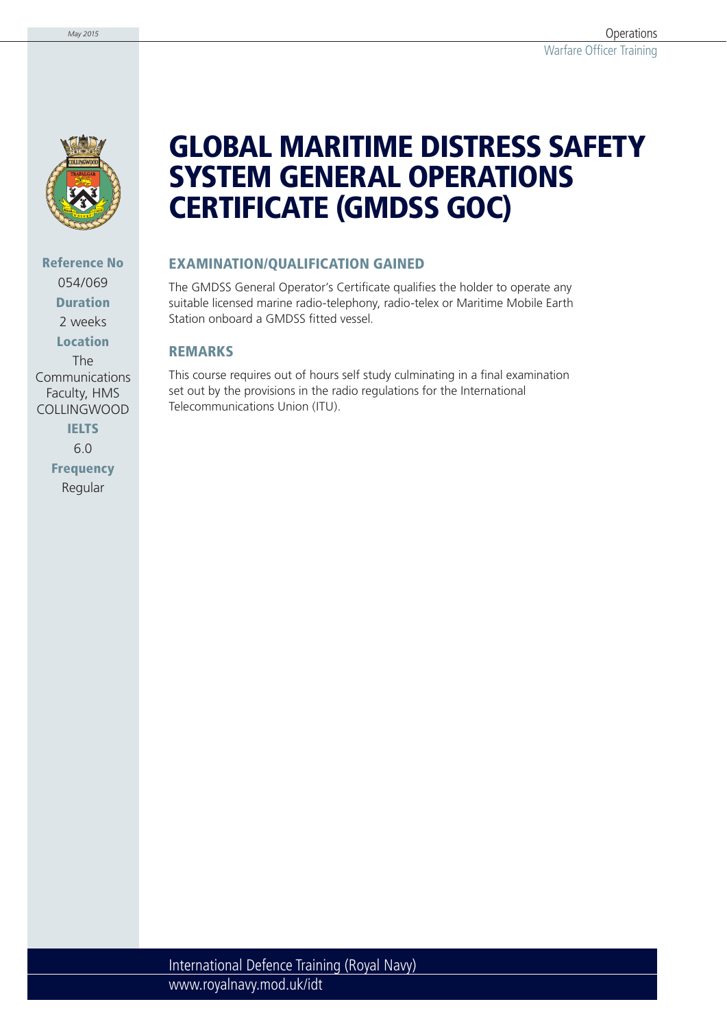# GLOBAL MARITIME DISTRESS SAFETY SYSTEM GENERAL OPERATIONS CERTIFICATE (GMDSS GOC)

**Reference No**
054/069

**Duration**
2 weeks

**Location**
The Communications Faculty, HMS COLLINGWOOD

**IELTS**
6.0

**Frequency**
Regular

## EXAMINATION/QUALIFICATION GAINED

The GMDSS General Operator's Certificate qualifies the holder to operate any suitable licensed marine radio-telephony, radio-telex or Maritime Mobile Earth Station onboard a GMDSS fitted vessel.

## REMARKS

This course requires out of hours self study culminating in a final examination set out by the provisions in the radio regulations for the International Telecommunications Union (ITU).